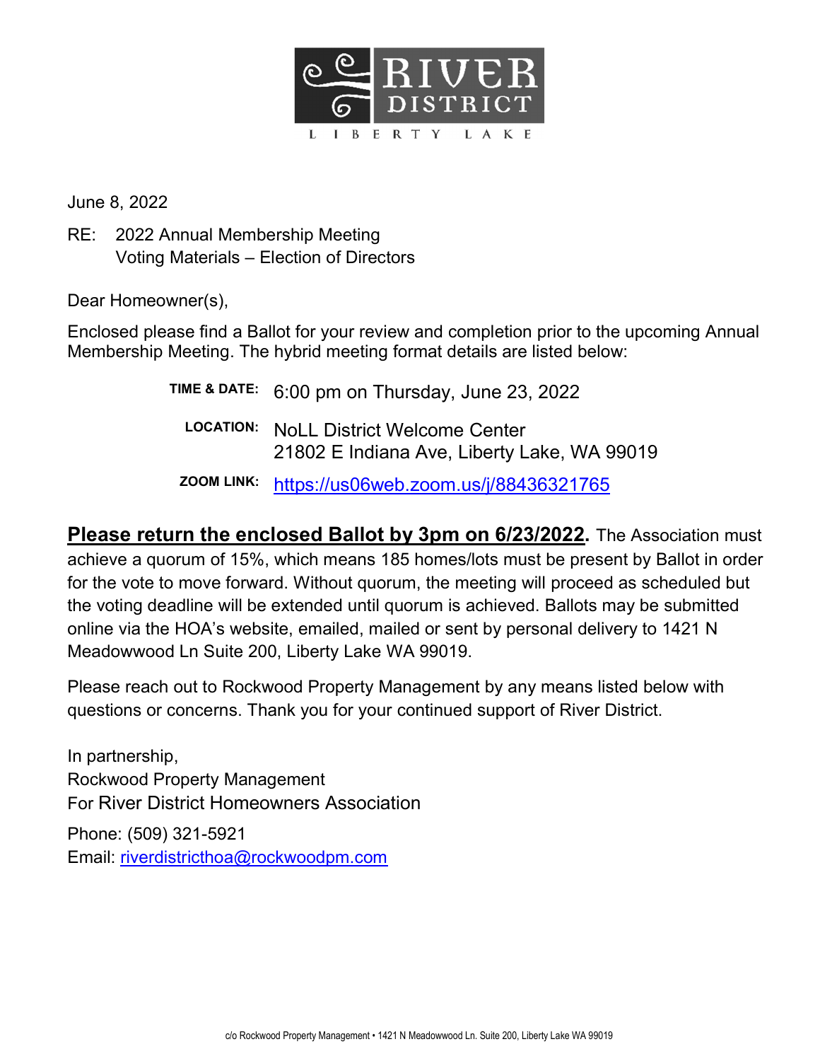RIVER DISTRICT
LIBERTY LAKE

June 8, 2022

RE: 2022 Annual Membership Meeting
Voting Materials – Election of Directors

Dear Homeowner(s),

Enclosed please find a Ballot for your review and completion prior to the upcoming Annual Membership Meeting. The hybrid meeting format details are listed below:

**TIME & DATE:** 6:00 pm on Thursday, June 23, 2022

**LOCATION:** NoLL District Welcome Center
21802 E Indiana Ave, Liberty Lake, WA 99019

**ZOOM LINK:** https://us06web.zoom.us/j/88436321765

**Please return the enclosed Ballot by 3pm on 6/23/2022.** The Association must achieve a quorum of 15%, which means 185 homes/lots must be present by Ballot in order for the vote to move forward. Without quorum, the meeting will proceed as scheduled but the voting deadline will be extended until quorum is achieved. Ballots may be submitted online via the HOA's website, emailed, mailed or sent by personal delivery to 1421 N Meadowwood Ln Suite 200, Liberty Lake WA 99019.

Please reach out to Rockwood Property Management by any means listed below with questions or concerns. Thank you for your continued support of River District.

In partnership,
Rockwood Property Management
For River District Homeowners Association

Phone: (509) 321-5921
Email: riverdistricthoa@rockwoodpm.com

c/o Rockwood Property Management • 1421 N Meadowwood Ln. Suite 200, Liberty Lake WA 99019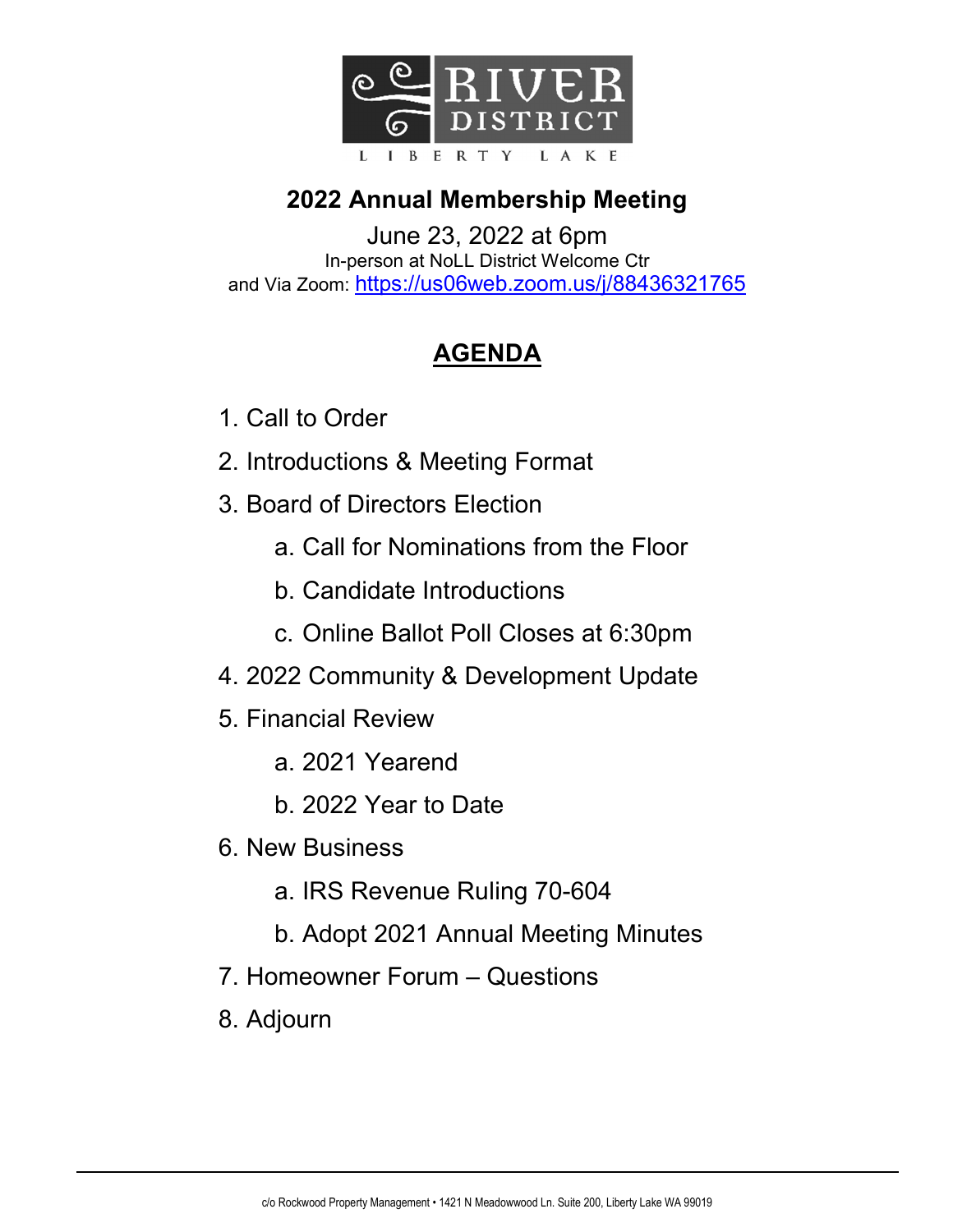RIVER DISTRICT

LIBERTY LAKE

## 2022 Annual Membership Meeting

June 23, 2022 at 6pm
In-person at NoLL District Welcome Ctr
and Via Zoom: https://us06web.zoom.us/j/88436321765

## AGENDA

1. Call to Order
2. Introductions & Meeting Format
3. Board of Directors Election
    a. Call for Nominations from the Floor
    b. Candidate Introductions
    c. Online Ballot Poll Closes at 6:30pm
4. 2022 Community & Development Update
5. Financial Review
    a. 2021 Yearend
    b. 2022 Year to Date
6. New Business
    a. IRS Revenue Ruling 70-604
    b. Adopt 2021 Annual Meeting Minutes
7. Homeowner Forum – Questions
8. Adjourn

c/o Rockwood Property Management • 1421 N Meadowwood Ln. Suite 200, Liberty Lake WA 99019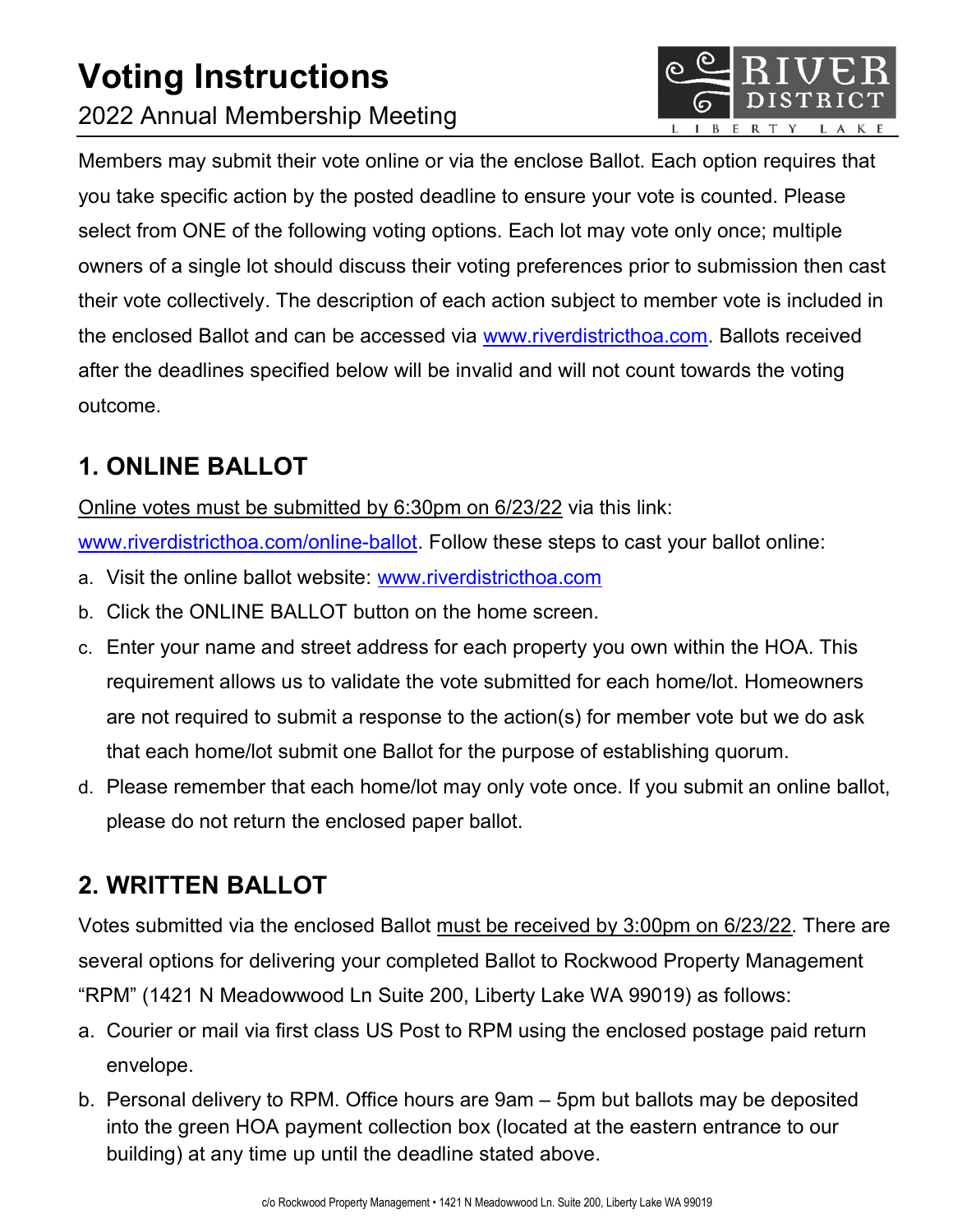# Voting Instructions

2022 Annual Membership Meeting

Members may submit their vote online or via the enclose Ballot. Each option requires that you take specific action by the posted deadline to ensure your vote is counted. Please select from ONE of the following voting options. Each lot may vote only once; multiple owners of a single lot should discuss their voting preferences prior to submission then cast their vote collectively. The description of each action subject to member vote is included in the enclosed Ballot and can be accessed via www.riverdistricthoa.com. Ballots received after the deadlines specified below will be invalid and will not count towards the voting outcome.

## 1. ONLINE BALLOT

Online votes must be submitted by 6:30pm on 6/23/22 via this link: www.riverdistricthoa.com/online-ballot. Follow these steps to cast your ballot online:

a. Visit the online ballot website: www.riverdistricthoa.com
b. Click the ONLINE BALLOT button on the home screen.
c. Enter your name and street address for each property you own within the HOA. This requirement allows us to validate the vote submitted for each home/lot. Homeowners are not required to submit a response to the action(s) for member vote but we do ask that each home/lot submit one Ballot for the purpose of establishing quorum.
d. Please remember that each home/lot may only vote once. If you submit an online ballot, please do not return the enclosed paper ballot.

## 2. WRITTEN BALLOT

Votes submitted via the enclosed Ballot must be received by 3:00pm on 6/23/22. There are several options for delivering your completed Ballot to Rockwood Property Management "RPM" (1421 N Meadowwood Ln Suite 200, Liberty Lake WA 99019) as follows:

a. Courier or mail via first class US Post to RPM using the enclosed postage paid return envelope.
b. Personal delivery to RPM. Office hours are 9am – 5pm but ballots may be deposited into the green HOA payment collection box (located at the eastern entrance to our building) at any time up until the deadline stated above.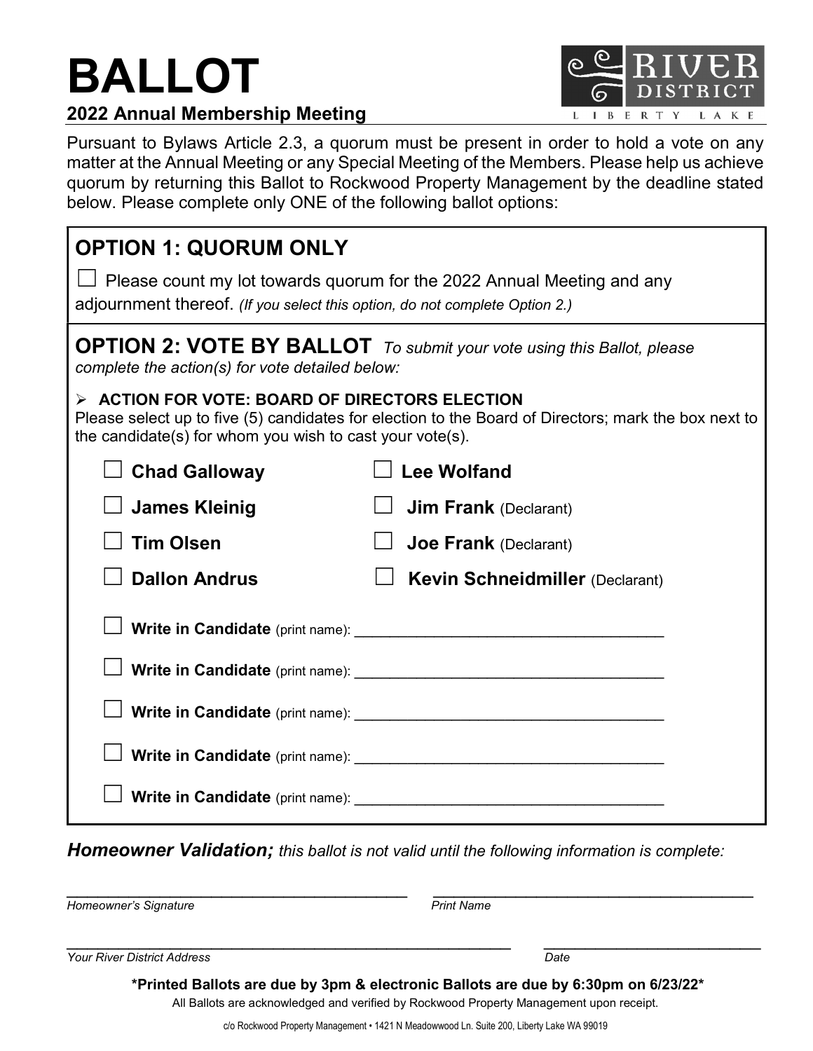# BALLOT

**2022 Annual Membership Meeting**

RIVER DISTRICT
LIBERTY LAKE

Pursuant to Bylaws Article 2.3, a quorum must be present in order to hold a vote on any matter at the Annual Meeting or any Special Meeting of the Members. Please help us achieve quorum by returning this Ballot to Rockwood Property Management by the deadline stated below. Please complete only ONE of the following ballot options:

## OPTION 1: QUORUM ONLY

☐ Please count my lot towards quorum for the 2022 Annual Meeting and any adjournment thereof. *(If you select this option, do not complete Option 2.)*

## OPTION 2: VOTE BY BALLOT

*To submit your vote using this Ballot, please complete the action(s) for vote detailed below:*

- **ACTION FOR VOTE: BOARD OF DIRECTORS ELECTION**

Please select up to five (5) candidates for election to the Board of Directors; mark the box next to the candidate(s) for whom you wish to cast your vote(s).

☐ **Chad Galloway**

☐ **James Kleinig**

☐ **Tim Olsen**

☐ **Dallon Andrus**

☐ **Lee Wolfand**

☐ **Jim Frank** (Declarant)

☐ **Joe Frank** (Declarant)

☐ **Kevin Schneidmiller** (Declarant)

☐ **Write in Candidate** (print name): ____________________________________

☐ **Write in Candidate** (print name): ____________________________________

☐ **Write in Candidate** (print name): ____________________________________

☐ **Write in Candidate** (print name): ____________________________________

☐ **Write in Candidate** (print name): ____________________________________

***Homeowner Validation;*** *this ballot is not valid until the following information is complete:*

________________________________________ ________________________________________

*Homeowner's Signature* *Print Name*

________________________________________ ________________________________________

*Your River District Address* *Date*

**\*Printed Ballots are due by 3pm & electronic Ballots are due by 6:30pm on 6/23/22\***

All Ballots are acknowledged and verified by Rockwood Property Management upon receipt.

c/o Rockwood Property Management • 1421 N Meadowwood Ln. Suite 200, Liberty Lake WA 99019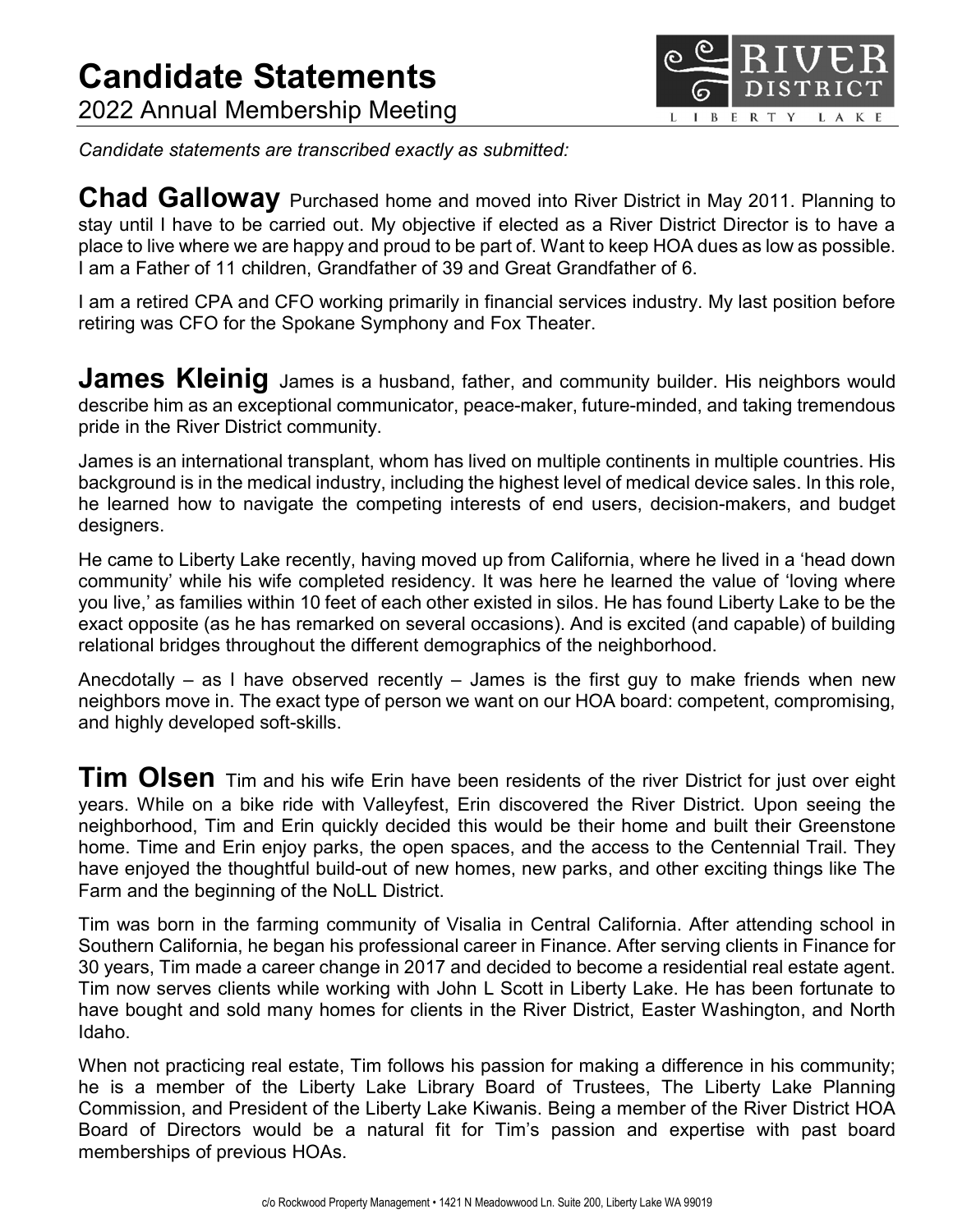# Candidate Statements

2022 Annual Membership Meeting

*Candidate statements are transcribed exactly as submitted:*

**Chad Galloway** Purchased home and moved into River District in May 2011. Planning to stay until I have to be carried out. My objective if elected as a River District Director is to have a place to live where we are happy and proud to be part of. Want to keep HOA dues as low as possible. I am a Father of 11 children, Grandfather of 39 and Great Grandfather of 6.

I am a retired CPA and CFO working primarily in financial services industry. My last position before retiring was CFO for the Spokane Symphony and Fox Theater.

**James Kleinig** James is a husband, father, and community builder. His neighbors would describe him as an exceptional communicator, peace-maker, future-minded, and taking tremendous pride in the River District community.

James is an international transplant, whom has lived on multiple continents in multiple countries. His background is in the medical industry, including the highest level of medical device sales. In this role, he learned how to navigate the competing interests of end users, decision-makers, and budget designers.

He came to Liberty Lake recently, having moved up from California, where he lived in a 'head down community' while his wife completed residency. It was here he learned the value of 'loving where you live,' as families within 10 feet of each other existed in silos. He has found Liberty Lake to be the exact opposite (as he has remarked on several occasions). And is excited (and capable) of building relational bridges throughout the different demographics of the neighborhood.

Anecdotally – as I have observed recently – James is the first guy to make friends when new neighbors move in. The exact type of person we want on our HOA board: competent, compromising, and highly developed soft-skills.

**Tim Olsen** Tim and his wife Erin have been residents of the river District for just over eight years. While on a bike ride with Valleyfest, Erin discovered the River District. Upon seeing the neighborhood, Tim and Erin quickly decided this would be their home and built their Greenstone home. Time and Erin enjoy parks, the open spaces, and the access to the Centennial Trail. They have enjoyed the thoughtful build-out of new homes, new parks, and other exciting things like The Farm and the beginning of the NoLL District.

Tim was born in the farming community of Visalia in Central California. After attending school in Southern California, he began his professional career in Finance. After serving clients in Finance for 30 years, Tim made a career change in 2017 and decided to become a residential real estate agent. Tim now serves clients while working with John L Scott in Liberty Lake. He has been fortunate to have bought and sold many homes for clients in the River District, Easter Washington, and North Idaho.

When not practicing real estate, Tim follows his passion for making a difference in his community; he is a member of the Liberty Lake Library Board of Trustees, The Liberty Lake Planning Commission, and President of the Liberty Lake Kiwanis. Being a member of the River District HOA Board of Directors would be a natural fit for Tim's passion and expertise with past board memberships of previous HOAs.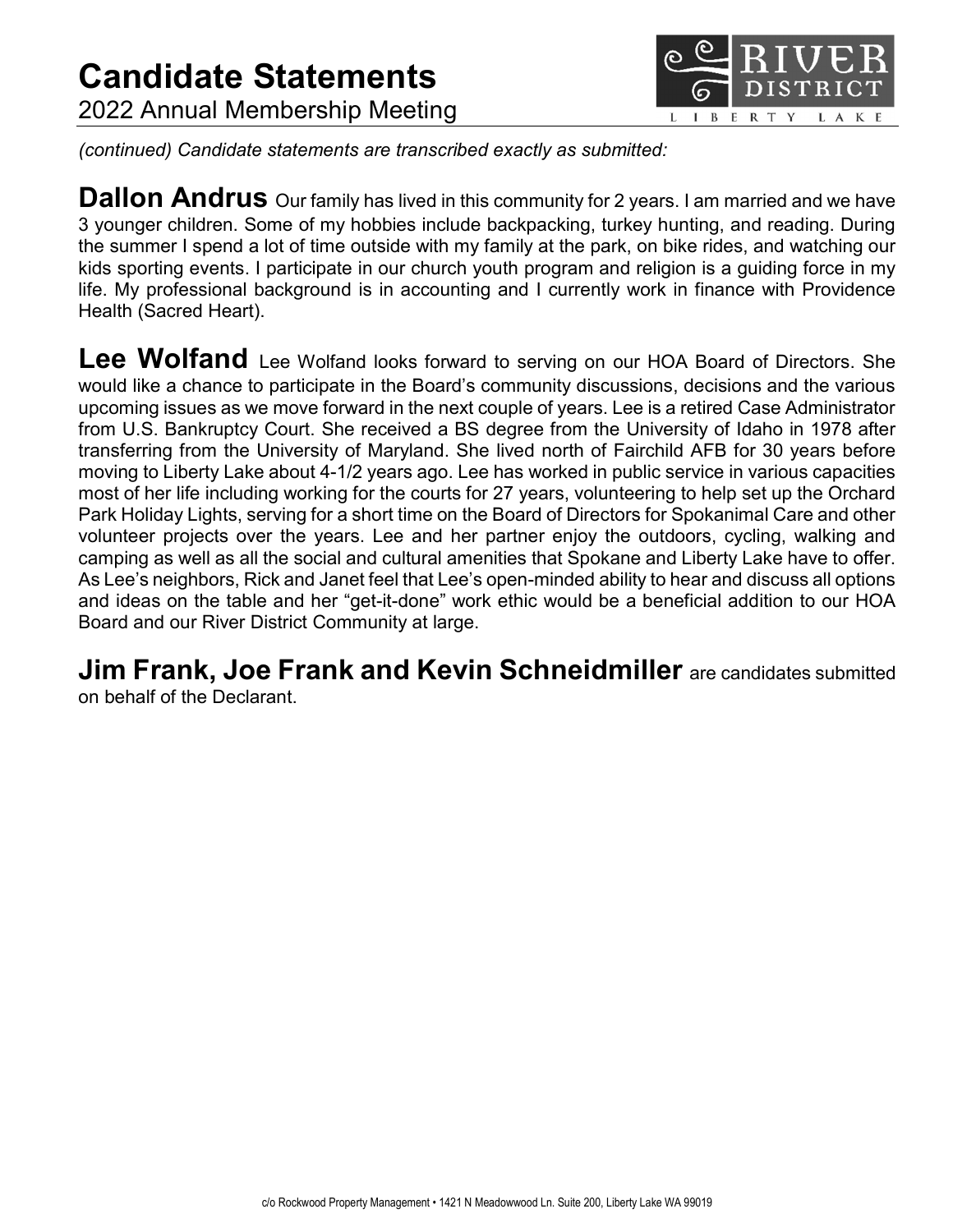# Candidate Statements

2022 Annual Membership Meeting

*(continued) Candidate statements are transcribed exactly as submitted:*

**Dallon Andrus** Our family has lived in this community for 2 years. I am married and we have 3 younger children. Some of my hobbies include backpacking, turkey hunting, and reading. During the summer I spend a lot of time outside with my family at the park, on bike rides, and watching our kids sporting events. I participate in our church youth program and religion is a guiding force in my life. My professional background is in accounting and I currently work in finance with Providence Health (Sacred Heart).

**Lee Wolfand** Lee Wolfand looks forward to serving on our HOA Board of Directors. She would like a chance to participate in the Board's community discussions, decisions and the various upcoming issues as we move forward in the next couple of years. Lee is a retired Case Administrator from U.S. Bankruptcy Court. She received a BS degree from the University of Idaho in 1978 after transferring from the University of Maryland. She lived north of Fairchild AFB for 30 years before moving to Liberty Lake about 4-1/2 years ago. Lee has worked in public service in various capacities most of her life including working for the courts for 27 years, volunteering to help set up the Orchard Park Holiday Lights, serving for a short time on the Board of Directors for Spokanimal Care and other volunteer projects over the years. Lee and her partner enjoy the outdoors, cycling, walking and camping as well as all the social and cultural amenities that Spokane and Liberty Lake have to offer. As Lee's neighbors, Rick and Janet feel that Lee's open-minded ability to hear and discuss all options and ideas on the table and her "get-it-done" work ethic would be a beneficial addition to our HOA Board and our River District Community at large.

**Jim Frank, Joe Frank and Kevin Schneidmiller** are candidates submitted on behalf of the Declarant.